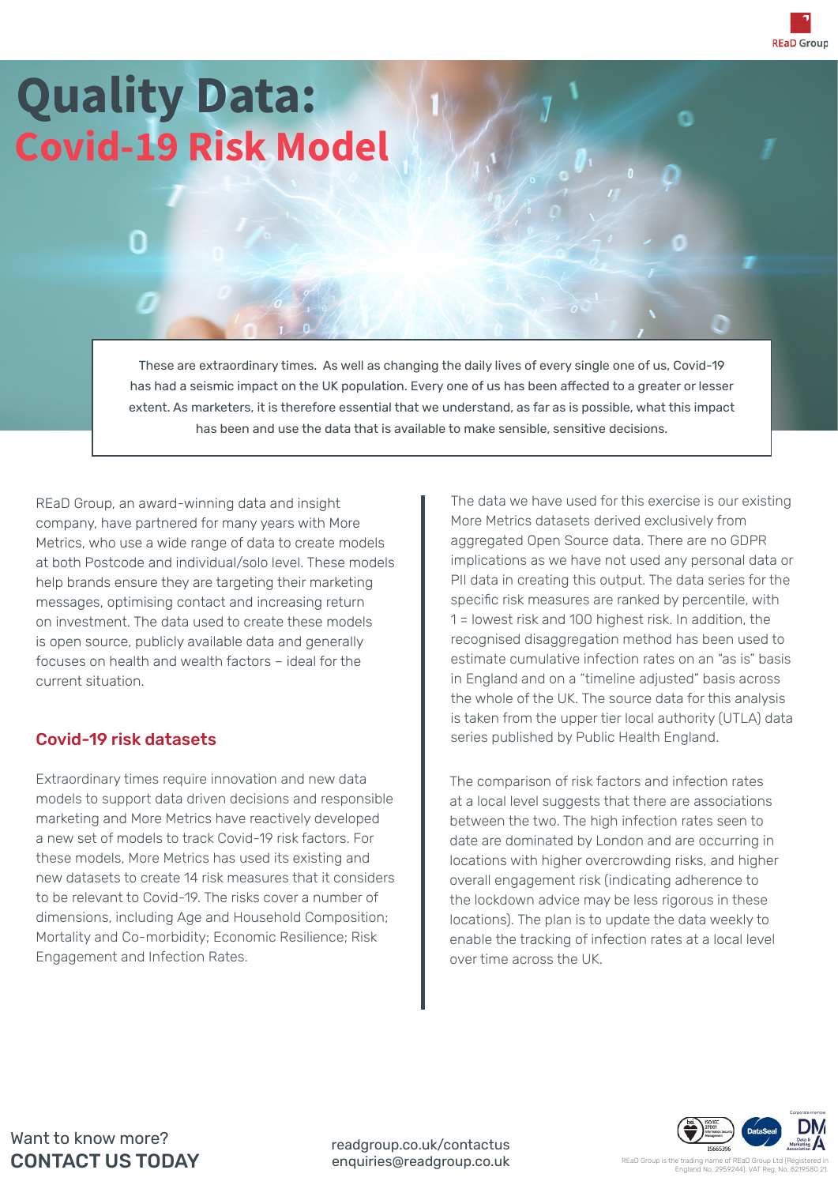# Quality Data:
## Covid-19 Risk Model

These are extraordinary times. As well as changing the daily lives of every single one of us, Covid-19 has had a seismic impact on the UK population. Every one of us has been affected to a greater or lesser extent. As marketers, it is therefore essential that we understand, as far as is possible, what this impact has been and use the data that is available to make sensible, sensitive decisions.

REaD Group, an award-winning data and insight company, have partnered for many years with More Metrics, who use a wide range of data to create models at both Postcode and individual/solo level. These models help brands ensure they are targeting their marketing messages, optimising contact and increasing return on investment. The data used to create these models is open source, publicly available data and generally focuses on health and wealth factors – ideal for the current situation.

### Covid-19 risk datasets

Extraordinary times require innovation and new data models to support data driven decisions and responsible marketing and More Metrics have reactively developed a new set of models to track Covid-19 risk factors. For these models, More Metrics has used its existing and new datasets to create 14 risk measures that it considers to be relevant to Covid-19. The risks cover a number of dimensions, including Age and Household Composition; Mortality and Co-morbidity; Economic Resilience; Risk Engagement and Infection Rates.

The data we have used for this exercise is our existing More Metrics datasets derived exclusively from aggregated Open Source data. There are no GDPR implications as we have not used any personal data or PII data in creating this output. The data series for the specific risk measures are ranked by percentile, with 1 = lowest risk and 100 highest risk. In addition, the recognised disaggregation method has been used to estimate cumulative infection rates on an "as is" basis in England and on a "timeline adjusted" basis across the whole of the UK. The source data for this analysis is taken from the upper tier local authority (UTLA) data series published by Public Health England.

The comparison of risk factors and infection rates at a local level suggests that there are associations between the two. The high infection rates seen to date are dominated by London and are occurring in locations with higher overcrowding risks, and higher overall engagement risk (indicating adherence to the lockdown advice may be less rigorous in these locations). The plan is to update the data weekly to enable the tracking of infection rates at a local level over time across the UK.

Want to know more?
**CONTACT US TODAY**

readgroup.co.uk/contactus
enquiries@readgroup.co.uk

REaD Group is the trading name of REaD Group Ltd (Registered in England No. 2959244). VAT Reg. No. 8219580 21.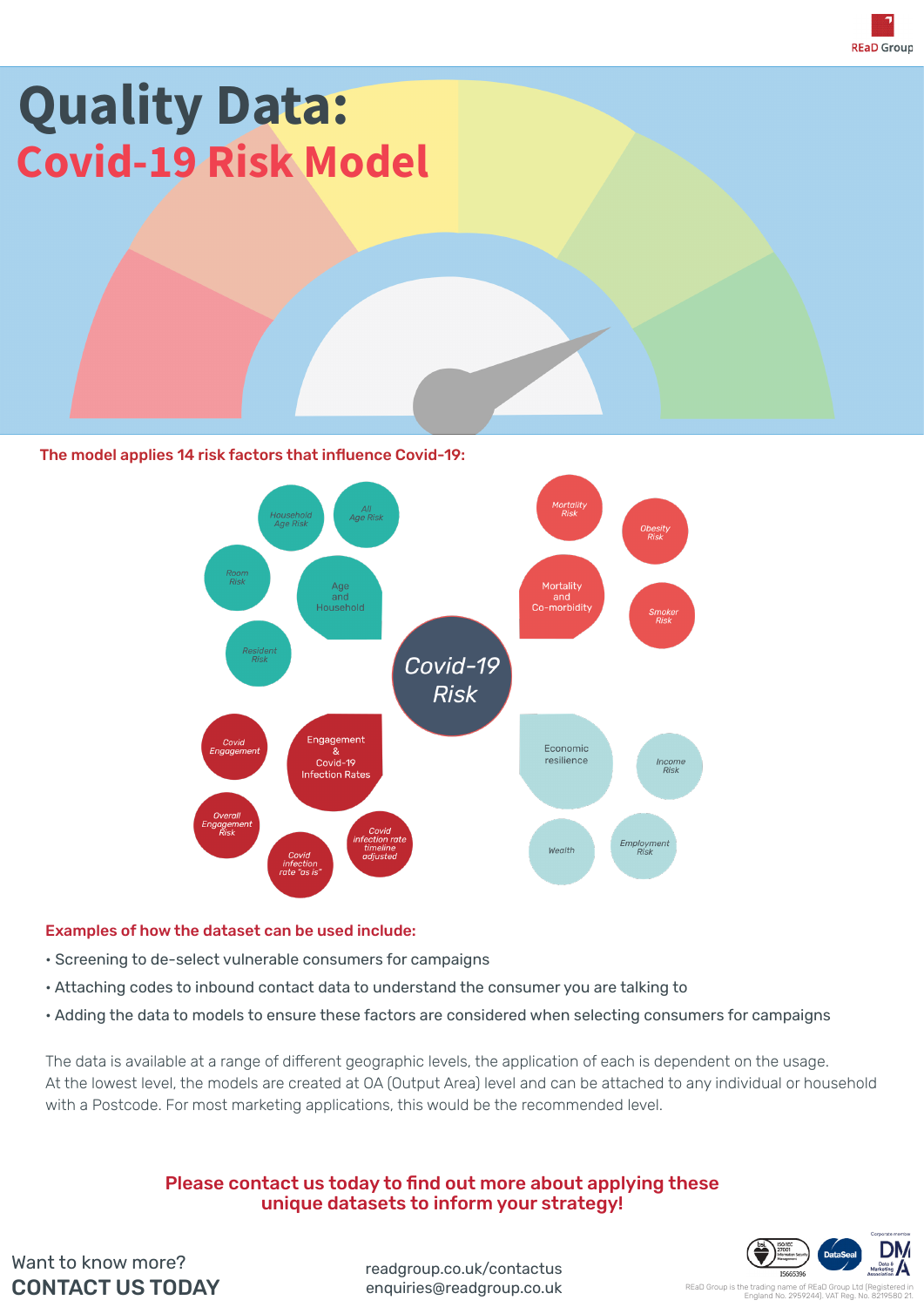# Quality Data:
## Covid-19 Risk Model

**The model applies 14 risk factors that influence Covid-19:**

Covid-19 Risk

Age and Household
Household Age Risk
All Age Risk
Room Risk
Resident Risk

Mortality and Co-morbidity
Mortality Risk
Obesity Risk
Smoker Risk

Engagement & Covid-19 Infection Rates
Covid Engagement
Overall Engagement Risk
Covid infection rate "as is"
Covid infection rate timeline adjusted

Economic resilience
Income Risk
Employment Risk
Wealth

**Examples of how the dataset can be used include:**

- Screening to de-select vulnerable consumers for campaigns
- Attaching codes to inbound contact data to understand the consumer you are talking to
- Adding the data to models to ensure these factors are considered when selecting consumers for campaigns

The data is available at a range of different geographic levels, the application of each is dependent on the usage. At the lowest level, the models are created at OA (Output Area) level and can be attached to any individual or household with a Postcode. For most marketing applications, this would be the recommended level.

**Please contact us today to find out more about applying these unique datasets to inform your strategy!**

Want to know more?
**CONTACT US TODAY**

readgroup.co.uk/contactus
enquiries@readgroup.co.uk

REaD Group is the trading name of REaD Group Ltd (Registered in England No. 2959244). VAT Reg. No. 8219580 21.